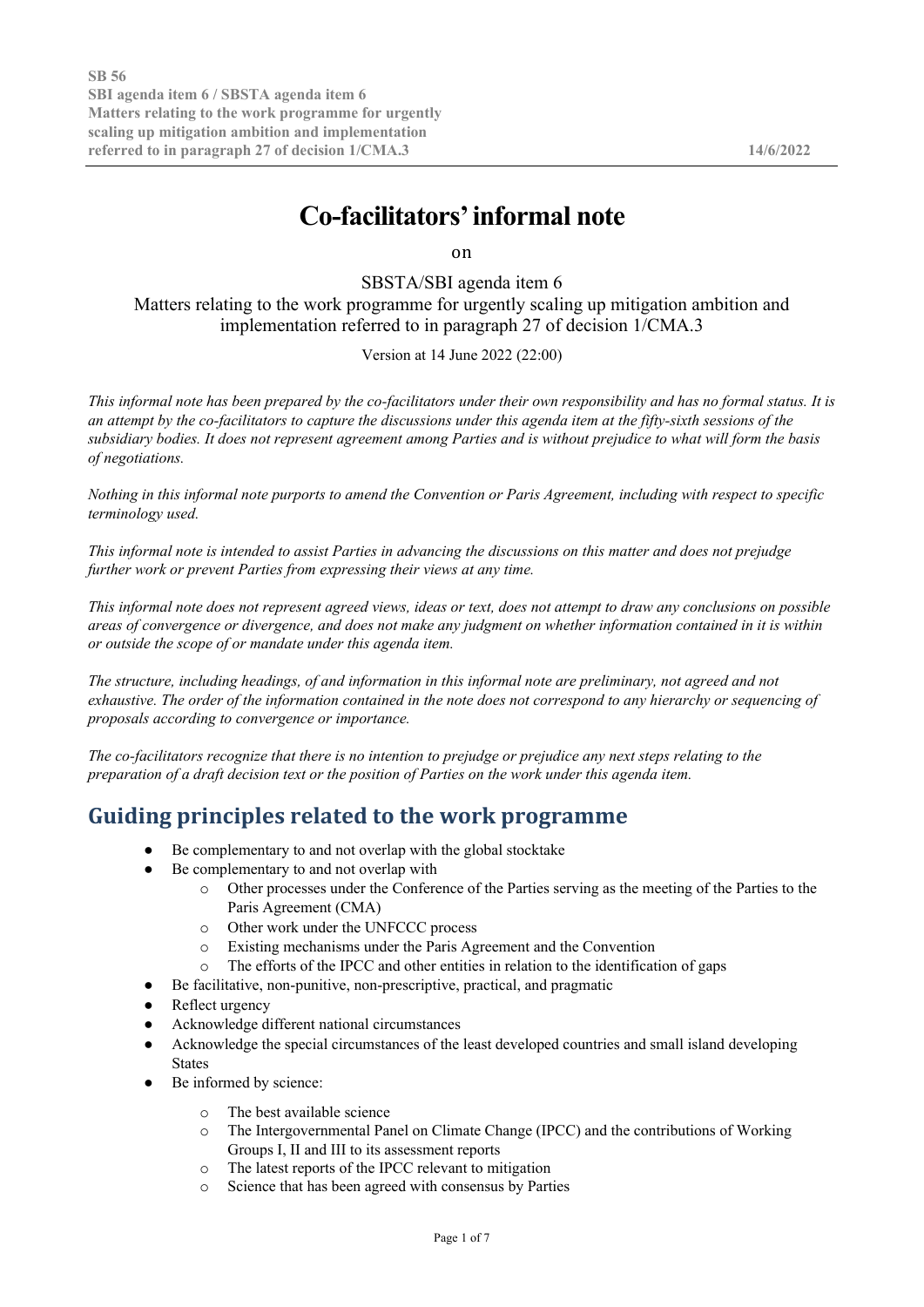SB 56
SBI agenda item 6 / SBSTA agenda item 6
Matters relating to the work programme for urgently scaling up mitigation ambition and implementation referred to in paragraph 27 of decision 1/CMA.3 — 14/6/2022

# Co-facilitators' informal note

on

SBSTA/SBI agenda item 6
Matters relating to the work programme for urgently scaling up mitigation ambition and implementation referred to in paragraph 27 of decision 1/CMA.3

Version at 14 June 2022 (22:00)

*This informal note has been prepared by the co-facilitators under their own responsibility and has no formal status. It is an attempt by the co-facilitators to capture the discussions under this agenda item at the fifty-sixth sessions of the subsidiary bodies. It does not represent agreement among Parties and is without prejudice to what will form the basis of negotiations.*

*Nothing in this informal note purports to amend the Convention or Paris Agreement, including with respect to specific terminology used.*

*This informal note is intended to assist Parties in advancing the discussions on this matter and does not prejudge further work or prevent Parties from expressing their views at any time.*

*This informal note does not represent agreed views, ideas or text, does not attempt to draw any conclusions on possible areas of convergence or divergence, and does not make any judgment on whether information contained in it is within or outside the scope of or mandate under this agenda item.*

*The structure, including headings, of and information in this informal note are preliminary, not agreed and not exhaustive. The order of the information contained in the note does not correspond to any hierarchy or sequencing of proposals according to convergence or importance.*

*The co-facilitators recognize that there is no intention to prejudge or prejudice any next steps relating to the preparation of a draft decision text or the position of Parties on the work under this agenda item.*

## Guiding principles related to the work programme

- Be complementary to and not overlap with the global stocktake
- Be complementary to and not overlap with
  - Other processes under the Conference of the Parties serving as the meeting of the Parties to the Paris Agreement (CMA)
  - Other work under the UNFCCC process
  - Existing mechanisms under the Paris Agreement and the Convention
  - The efforts of the IPCC and other entities in relation to the identification of gaps
- Be facilitative, non-punitive, non-prescriptive, practical, and pragmatic
- Reflect urgency
- Acknowledge different national circumstances
- Acknowledge the special circumstances of the least developed countries and small island developing States
- Be informed by science:
  - The best available science
  - The Intergovernmental Panel on Climate Change (IPCC) and the contributions of Working Groups I, II and III to its assessment reports
  - The latest reports of the IPCC relevant to mitigation
  - Science that has been agreed with consensus by Parties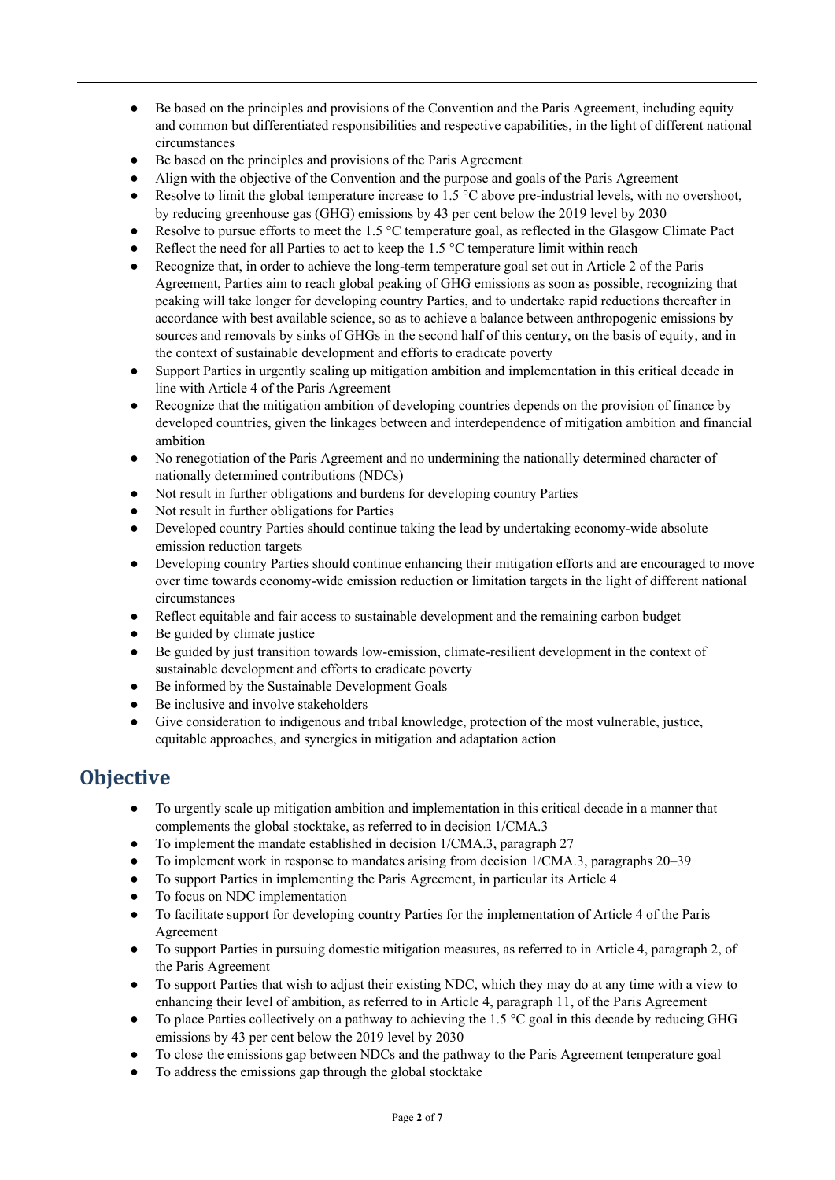- Be based on the principles and provisions of the Convention and the Paris Agreement, including equity and common but differentiated responsibilities and respective capabilities, in the light of different national circumstances
- Be based on the principles and provisions of the Paris Agreement
- Align with the objective of the Convention and the purpose and goals of the Paris Agreement
- Resolve to limit the global temperature increase to 1.5 °C above pre-industrial levels, with no overshoot, by reducing greenhouse gas (GHG) emissions by 43 per cent below the 2019 level by 2030
- Resolve to pursue efforts to meet the 1.5 °C temperature goal, as reflected in the Glasgow Climate Pact
- Reflect the need for all Parties to act to keep the 1.5 °C temperature limit within reach
- Recognize that, in order to achieve the long-term temperature goal set out in Article 2 of the Paris Agreement, Parties aim to reach global peaking of GHG emissions as soon as possible, recognizing that peaking will take longer for developing country Parties, and to undertake rapid reductions thereafter in accordance with best available science, so as to achieve a balance between anthropogenic emissions by sources and removals by sinks of GHGs in the second half of this century, on the basis of equity, and in the context of sustainable development and efforts to eradicate poverty
- Support Parties in urgently scaling up mitigation ambition and implementation in this critical decade in line with Article 4 of the Paris Agreement
- Recognize that the mitigation ambition of developing countries depends on the provision of finance by developed countries, given the linkages between and interdependence of mitigation ambition and financial ambition
- No renegotiation of the Paris Agreement and no undermining the nationally determined character of nationally determined contributions (NDCs)
- Not result in further obligations and burdens for developing country Parties
- Not result in further obligations for Parties
- Developed country Parties should continue taking the lead by undertaking economy-wide absolute emission reduction targets
- Developing country Parties should continue enhancing their mitigation efforts and are encouraged to move over time towards economy-wide emission reduction or limitation targets in the light of different national circumstances
- Reflect equitable and fair access to sustainable development and the remaining carbon budget
- Be guided by climate justice
- Be guided by just transition towards low-emission, climate-resilient development in the context of sustainable development and efforts to eradicate poverty
- Be informed by the Sustainable Development Goals
- Be inclusive and involve stakeholders
- Give consideration to indigenous and tribal knowledge, protection of the most vulnerable, justice, equitable approaches, and synergies in mitigation and adaptation action

## Objective

- To urgently scale up mitigation ambition and implementation in this critical decade in a manner that complements the global stocktake, as referred to in decision 1/CMA.3
- To implement the mandate established in decision 1/CMA.3, paragraph 27
- To implement work in response to mandates arising from decision 1/CMA.3, paragraphs 20–39
- To support Parties in implementing the Paris Agreement, in particular its Article 4
- To focus on NDC implementation
- To facilitate support for developing country Parties for the implementation of Article 4 of the Paris Agreement
- To support Parties in pursuing domestic mitigation measures, as referred to in Article 4, paragraph 2, of the Paris Agreement
- To support Parties that wish to adjust their existing NDC, which they may do at any time with a view to enhancing their level of ambition, as referred to in Article 4, paragraph 11, of the Paris Agreement
- To place Parties collectively on a pathway to achieving the 1.5 °C goal in this decade by reducing GHG emissions by 43 per cent below the 2019 level by 2030
- To close the emissions gap between NDCs and the pathway to the Paris Agreement temperature goal
- To address the emissions gap through the global stocktake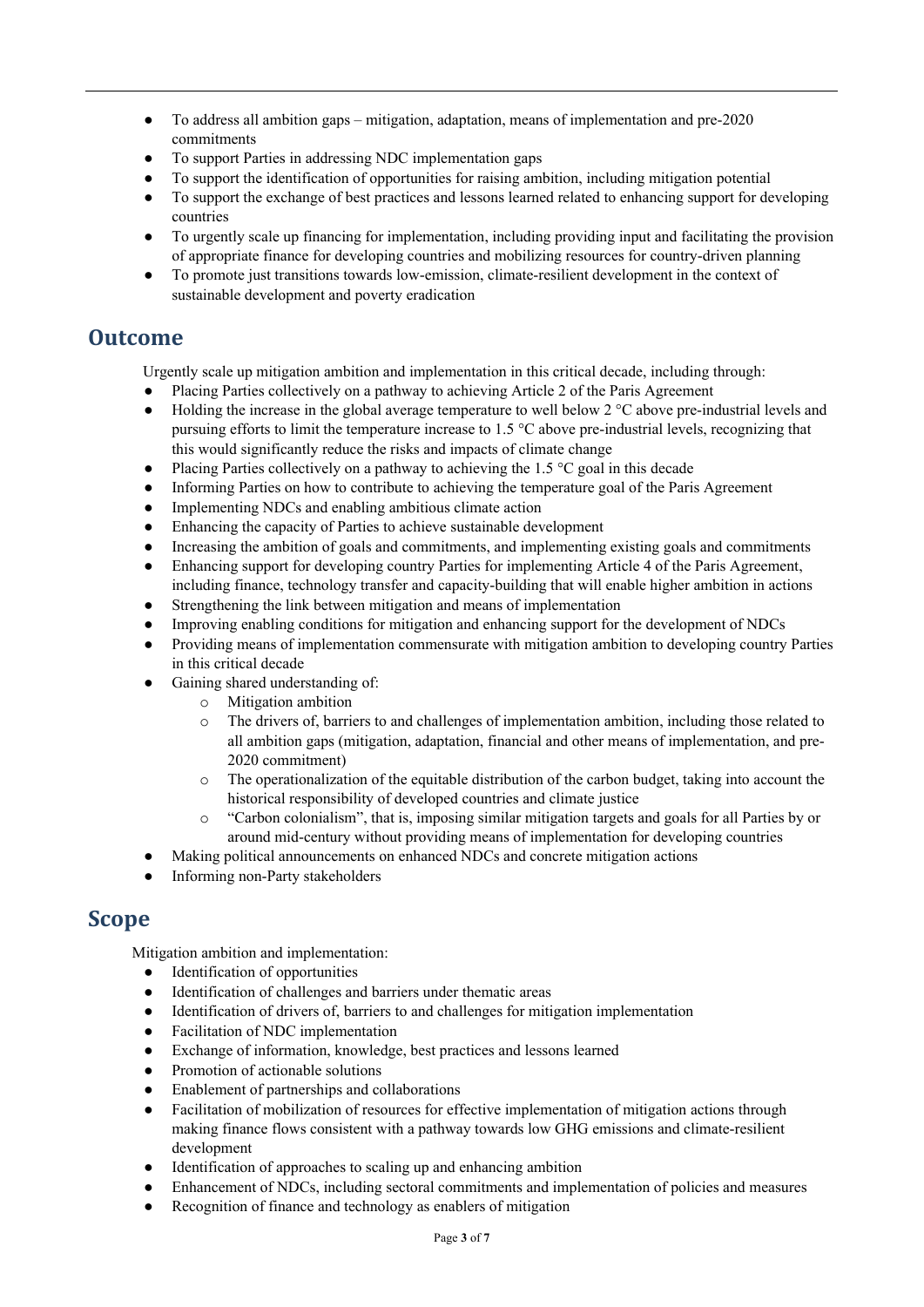- To address all ambition gaps – mitigation, adaptation, means of implementation and pre-2020 commitments
- To support Parties in addressing NDC implementation gaps
- To support the identification of opportunities for raising ambition, including mitigation potential
- To support the exchange of best practices and lessons learned related to enhancing support for developing countries
- To urgently scale up financing for implementation, including providing input and facilitating the provision of appropriate finance for developing countries and mobilizing resources for country-driven planning
- To promote just transitions towards low-emission, climate-resilient development in the context of sustainable development and poverty eradication

## Outcome

Urgently scale up mitigation ambition and implementation in this critical decade, including through:

- Placing Parties collectively on a pathway to achieving Article 2 of the Paris Agreement
- Holding the increase in the global average temperature to well below 2 °C above pre-industrial levels and pursuing efforts to limit the temperature increase to 1.5 °C above pre-industrial levels, recognizing that this would significantly reduce the risks and impacts of climate change
- Placing Parties collectively on a pathway to achieving the 1.5 °C goal in this decade
- Informing Parties on how to contribute to achieving the temperature goal of the Paris Agreement
- Implementing NDCs and enabling ambitious climate action
- Enhancing the capacity of Parties to achieve sustainable development
- Increasing the ambition of goals and commitments, and implementing existing goals and commitments
- Enhancing support for developing country Parties for implementing Article 4 of the Paris Agreement, including finance, technology transfer and capacity-building that will enable higher ambition in actions
- Strengthening the link between mitigation and means of implementation
- Improving enabling conditions for mitigation and enhancing support for the development of NDCs
- Providing means of implementation commensurate with mitigation ambition to developing country Parties in this critical decade
- Gaining shared understanding of:
    - Mitigation ambition
    - The drivers of, barriers to and challenges of implementation ambition, including those related to all ambition gaps (mitigation, adaptation, financial and other means of implementation, and pre-2020 commitment)
    - The operationalization of the equitable distribution of the carbon budget, taking into account the historical responsibility of developed countries and climate justice
    - "Carbon colonialism", that is, imposing similar mitigation targets and goals for all Parties by or around mid-century without providing means of implementation for developing countries
- Making political announcements on enhanced NDCs and concrete mitigation actions
- Informing non-Party stakeholders

## Scope

Mitigation ambition and implementation:

- Identification of opportunities
- Identification of challenges and barriers under thematic areas
- Identification of drivers of, barriers to and challenges for mitigation implementation
- Facilitation of NDC implementation
- Exchange of information, knowledge, best practices and lessons learned
- Promotion of actionable solutions
- Enablement of partnerships and collaborations
- Facilitation of mobilization of resources for effective implementation of mitigation actions through making finance flows consistent with a pathway towards low GHG emissions and climate-resilient development
- Identification of approaches to scaling up and enhancing ambition
- Enhancement of NDCs, including sectoral commitments and implementation of policies and measures
- Recognition of finance and technology as enablers of mitigation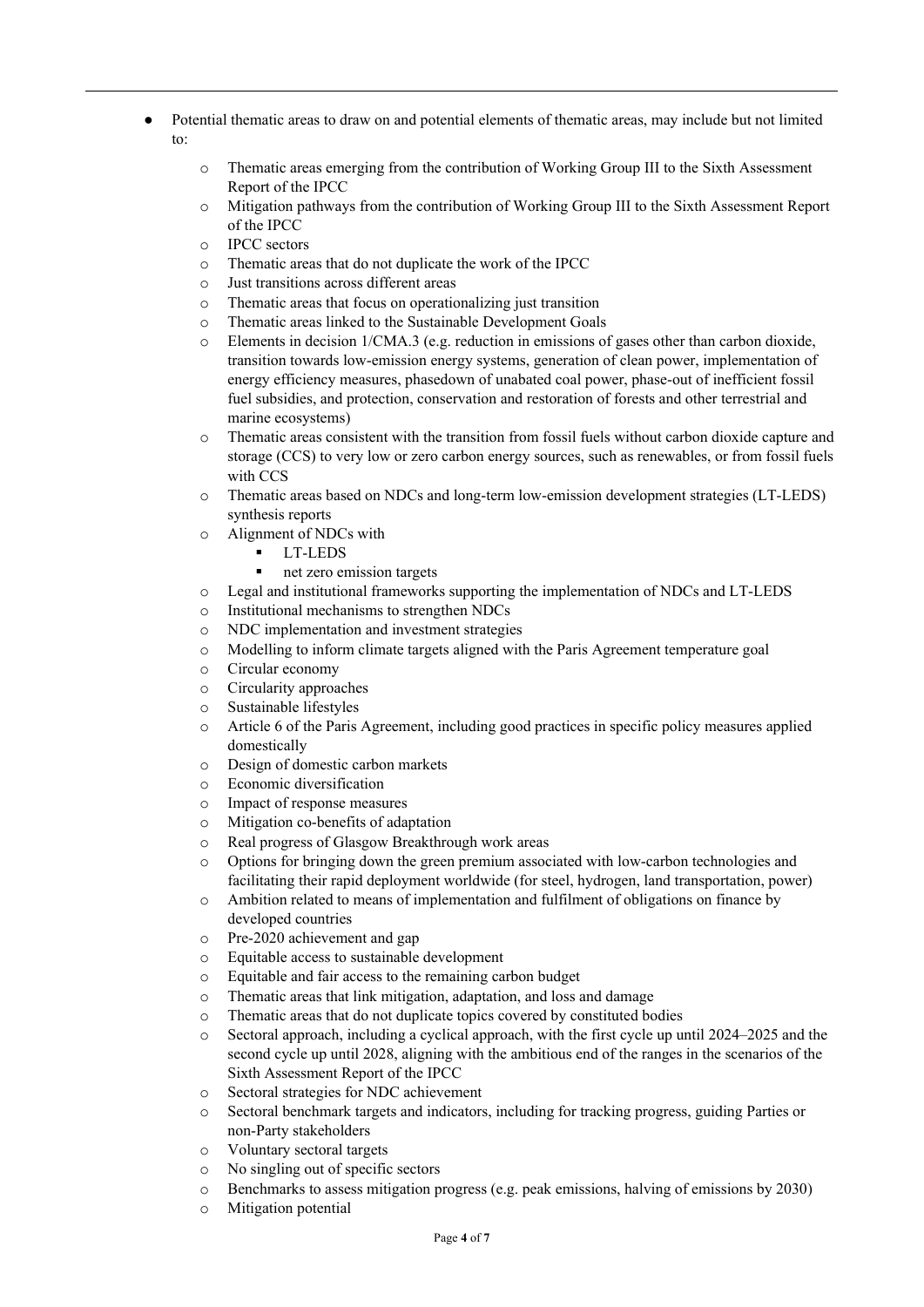- Potential thematic areas to draw on and potential elements of thematic areas, may include but not limited to:
  - Thematic areas emerging from the contribution of Working Group III to the Sixth Assessment Report of the IPCC
  - Mitigation pathways from the contribution of Working Group III to the Sixth Assessment Report of the IPCC
  - IPCC sectors
  - Thematic areas that do not duplicate the work of the IPCC
  - Just transitions across different areas
  - Thematic areas that focus on operationalizing just transition
  - Thematic areas linked to the Sustainable Development Goals
  - Elements in decision 1/CMA.3 (e.g. reduction in emissions of gases other than carbon dioxide, transition towards low-emission energy systems, generation of clean power, implementation of energy efficiency measures, phasedown of unabated coal power, phase-out of inefficient fossil fuel subsidies, and protection, conservation and restoration of forests and other terrestrial and marine ecosystems)
  - Thematic areas consistent with the transition from fossil fuels without carbon dioxide capture and storage (CCS) to very low or zero carbon energy sources, such as renewables, or from fossil fuels with CCS
  - Thematic areas based on NDCs and long-term low-emission development strategies (LT-LEDS) synthesis reports
  - Alignment of NDCs with
    - LT-LEDS
    - net zero emission targets
  - Legal and institutional frameworks supporting the implementation of NDCs and LT-LEDS
  - Institutional mechanisms to strengthen NDCs
  - NDC implementation and investment strategies
  - Modelling to inform climate targets aligned with the Paris Agreement temperature goal
  - Circular economy
  - Circularity approaches
  - Sustainable lifestyles
  - Article 6 of the Paris Agreement, including good practices in specific policy measures applied domestically
  - Design of domestic carbon markets
  - Economic diversification
  - Impact of response measures
  - Mitigation co-benefits of adaptation
  - Real progress of Glasgow Breakthrough work areas
  - Options for bringing down the green premium associated with low-carbon technologies and facilitating their rapid deployment worldwide (for steel, hydrogen, land transportation, power)
  - Ambition related to means of implementation and fulfilment of obligations on finance by developed countries
  - Pre-2020 achievement and gap
  - Equitable access to sustainable development
  - Equitable and fair access to the remaining carbon budget
  - Thematic areas that link mitigation, adaptation, and loss and damage
  - Thematic areas that do not duplicate topics covered by constituted bodies
  - Sectoral approach, including a cyclical approach, with the first cycle up until 2024–2025 and the second cycle up until 2028, aligning with the ambitious end of the ranges in the scenarios of the Sixth Assessment Report of the IPCC
  - Sectoral strategies for NDC achievement
  - Sectoral benchmark targets and indicators, including for tracking progress, guiding Parties or non-Party stakeholders
  - Voluntary sectoral targets
  - No singling out of specific sectors
  - Benchmarks to assess mitigation progress (e.g. peak emissions, halving of emissions by 2030)
  - Mitigation potential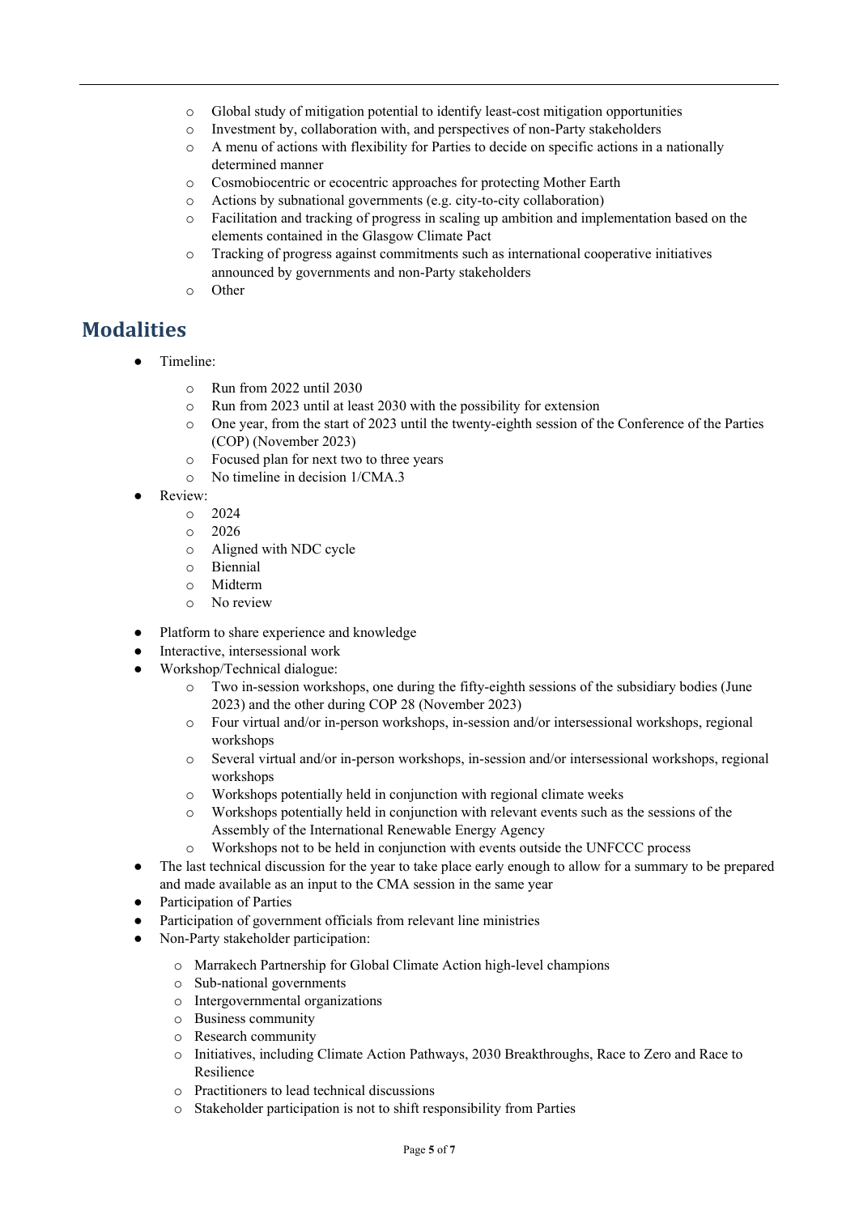- Global study of mitigation potential to identify least-cost mitigation opportunities
    - Investment by, collaboration with, and perspectives of non-Party stakeholders
    - A menu of actions with flexibility for Parties to decide on specific actions in a nationally determined manner
    - Cosmobiocentric or ecocentric approaches for protecting Mother Earth
    - Actions by subnational governments (e.g. city-to-city collaboration)
    - Facilitation and tracking of progress in scaling up ambition and implementation based on the elements contained in the Glasgow Climate Pact
    - Tracking of progress against commitments such as international cooperative initiatives announced by governments and non-Party stakeholders
    - Other

## Modalities

- Timeline:
    - Run from 2022 until 2030
    - Run from 2023 until at least 2030 with the possibility for extension
    - One year, from the start of 2023 until the twenty-eighth session of the Conference of the Parties (COP) (November 2023)
    - Focused plan for next two to three years
    - No timeline in decision 1/CMA.3
- Review:
    - 2024
    - 2026
    - Aligned with NDC cycle
    - Biennial
    - Midterm
    - No review
- Platform to share experience and knowledge
- Interactive, intersessional work
- Workshop/Technical dialogue:
    - Two in-session workshops, one during the fifty-eighth sessions of the subsidiary bodies (June 2023) and the other during COP 28 (November 2023)
    - Four virtual and/or in-person workshops, in-session and/or intersessional workshops, regional workshops
    - Several virtual and/or in-person workshops, in-session and/or intersessional workshops, regional workshops
    - Workshops potentially held in conjunction with regional climate weeks
    - Workshops potentially held in conjunction with relevant events such as the sessions of the Assembly of the International Renewable Energy Agency
    - Workshops not to be held in conjunction with events outside the UNFCCC process
- The last technical discussion for the year to take place early enough to allow for a summary to be prepared and made available as an input to the CMA session in the same year
- Participation of Parties
- Participation of government officials from relevant line ministries
- Non-Party stakeholder participation:
    - Marrakech Partnership for Global Climate Action high-level champions
    - Sub-national governments
    - Intergovernmental organizations
    - Business community
    - Research community
    - Initiatives, including Climate Action Pathways, 2030 Breakthroughs, Race to Zero and Race to Resilience
    - Practitioners to lead technical discussions
    - Stakeholder participation is not to shift responsibility from Parties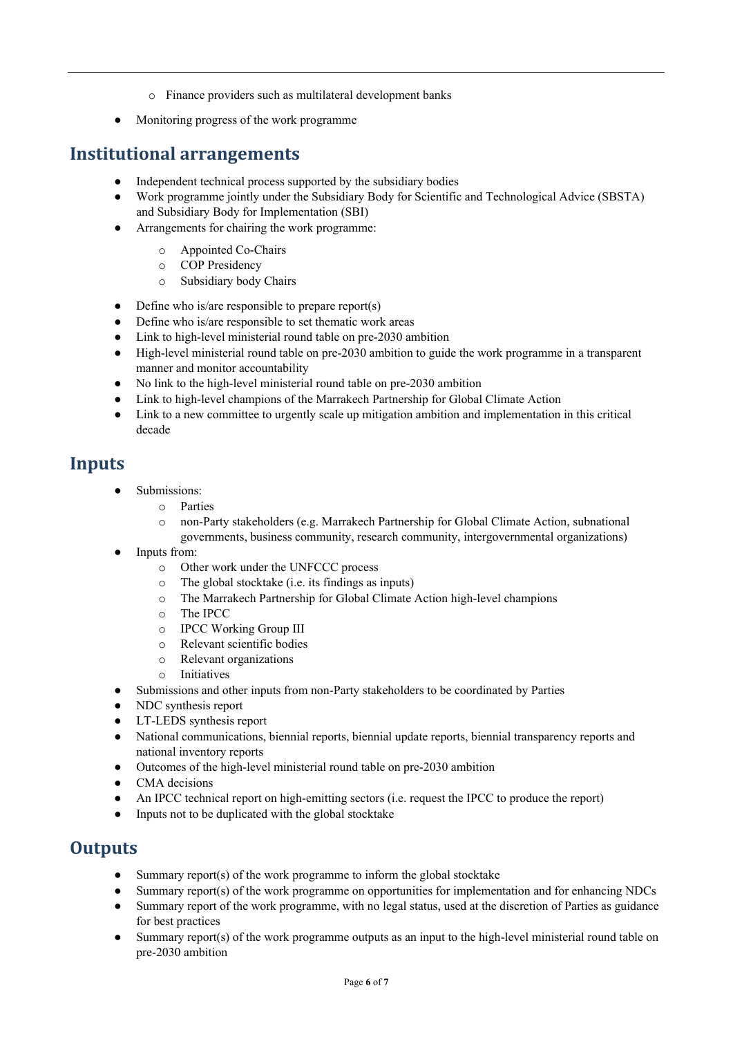- Finance providers such as multilateral development banks
- Monitoring progress of the work programme

## Institutional arrangements

- Independent technical process supported by the subsidiary bodies
- Work programme jointly under the Subsidiary Body for Scientific and Technological Advice (SBSTA) and Subsidiary Body for Implementation (SBI)
- Arrangements for chairing the work programme:
  - Appointed Co-Chairs
  - COP Presidency
  - Subsidiary body Chairs
- Define who is/are responsible to prepare report(s)
- Define who is/are responsible to set thematic work areas
- Link to high-level ministerial round table on pre-2030 ambition
- High-level ministerial round table on pre-2030 ambition to guide the work programme in a transparent manner and monitor accountability
- No link to the high-level ministerial round table on pre-2030 ambition
- Link to high-level champions of the Marrakech Partnership for Global Climate Action
- Link to a new committee to urgently scale up mitigation ambition and implementation in this critical decade

## Inputs

- Submissions:
  - Parties
  - non-Party stakeholders (e.g. Marrakech Partnership for Global Climate Action, subnational governments, business community, research community, intergovernmental organizations)
- Inputs from:
  - Other work under the UNFCCC process
  - The global stocktake (i.e. its findings as inputs)
  - The Marrakech Partnership for Global Climate Action high-level champions
  - The IPCC
  - IPCC Working Group III
  - Relevant scientific bodies
  - Relevant organizations
  - Initiatives
- Submissions and other inputs from non-Party stakeholders to be coordinated by Parties
- NDC synthesis report
- LT-LEDS synthesis report
- National communications, biennial reports, biennial update reports, biennial transparency reports and national inventory reports
- Outcomes of the high-level ministerial round table on pre-2030 ambition
- CMA decisions
- An IPCC technical report on high-emitting sectors (i.e. request the IPCC to produce the report)
- Inputs not to be duplicated with the global stocktake

## Outputs

- Summary report(s) of the work programme to inform the global stocktake
- Summary report(s) of the work programme on opportunities for implementation and for enhancing NDCs
- Summary report of the work programme, with no legal status, used at the discretion of Parties as guidance for best practices
- Summary report(s) of the work programme outputs as an input to the high-level ministerial round table on pre-2030 ambition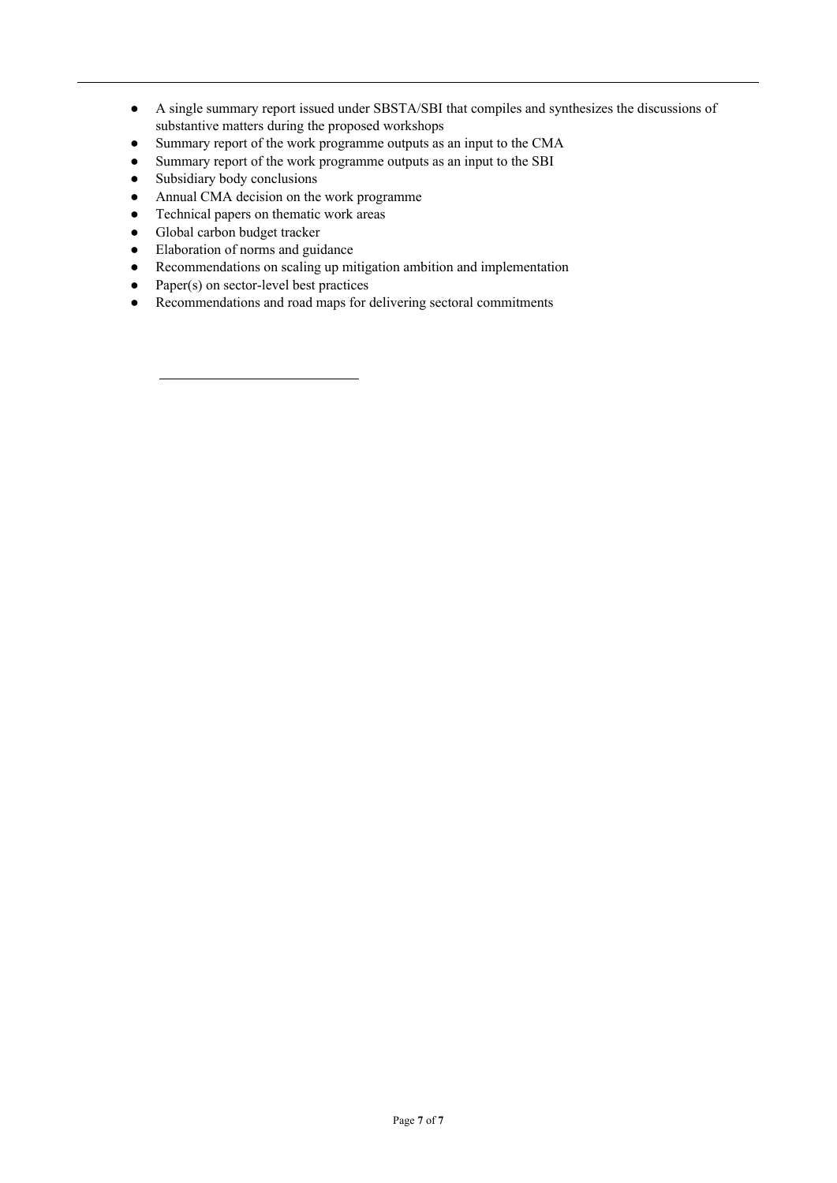- A single summary report issued under SBSTA/SBI that compiles and synthesizes the discussions of substantive matters during the proposed workshops
- Summary report of the work programme outputs as an input to the CMA
- Summary report of the work programme outputs as an input to the SBI
- Subsidiary body conclusions
- Annual CMA decision on the work programme
- Technical papers on thematic work areas
- Global carbon budget tracker
- Elaboration of norms and guidance
- Recommendations on scaling up mitigation ambition and implementation
- Paper(s) on sector-level best practices
- Recommendations and road maps for delivering sectoral commitments